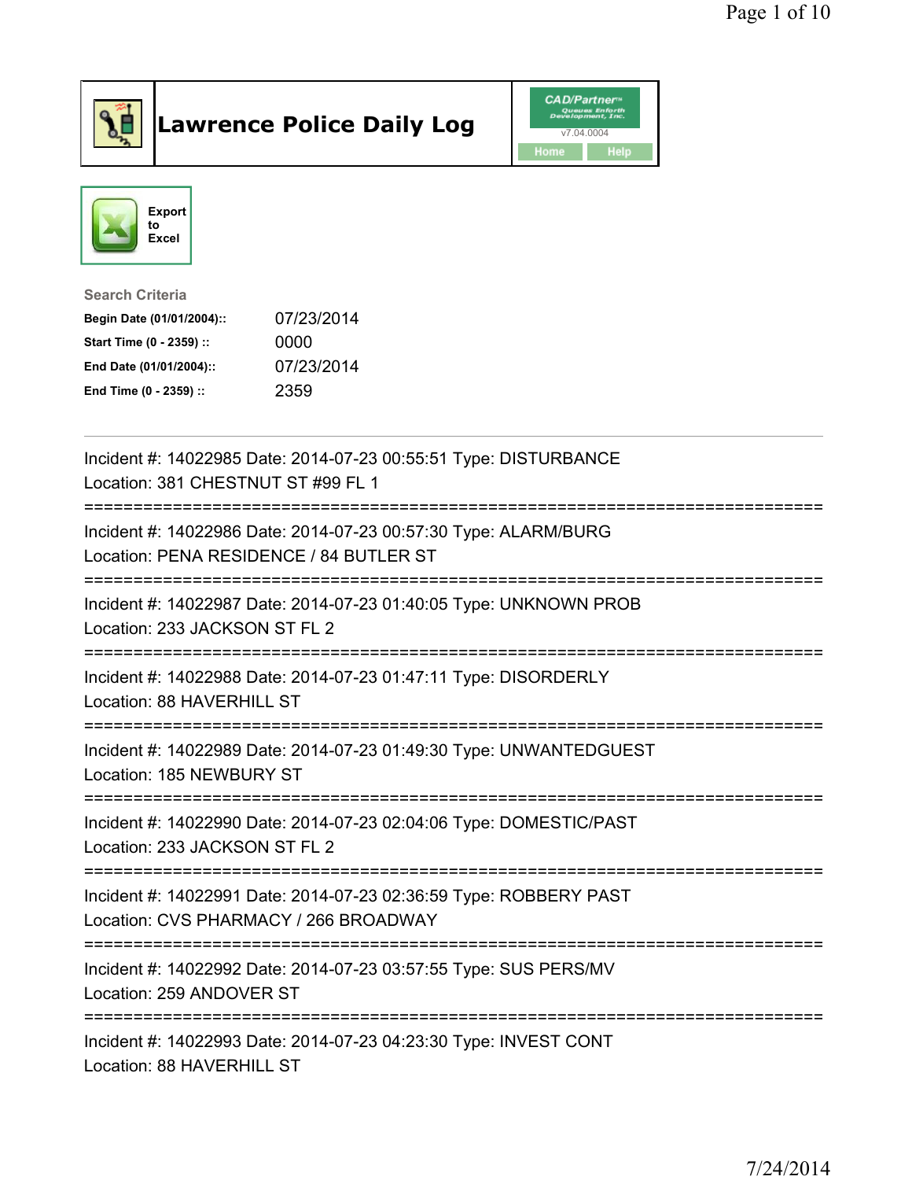# Lawrence Police Daily Log

CAD/Partner
v7.04.0004
Home Help

Export to Excel

**Search Criteria**

| | |
|---|---|
| **Begin Date (01/01/2004)::** | 07/23/2014 |
| **Start Time (0 - 2359) ::** | 0000 |
| **End Date (01/01/2004)::** | 07/23/2014 |
| **End Time (0 - 2359) ::** | 2359 |

---

Incident #: 14022985 Date: 2014-07-23 00:55:51 Type: DISTURBANCE
Location: 381 CHESTNUT ST #99 FL 1

===========================================================================

Incident #: 14022986 Date: 2014-07-23 00:57:30 Type: ALARM/BURG
Location: PENA RESIDENCE / 84 BUTLER ST

===========================================================================

Incident #: 14022987 Date: 2014-07-23 01:40:05 Type: UNKNOWN PROB
Location: 233 JACKSON ST FL 2

===========================================================================

Incident #: 14022988 Date: 2014-07-23 01:47:11 Type: DISORDERLY
Location: 88 HAVERHILL ST

===========================================================================

Incident #: 14022989 Date: 2014-07-23 01:49:30 Type: UNWANTEDGUEST
Location: 185 NEWBURY ST

===========================================================================

Incident #: 14022990 Date: 2014-07-23 02:04:06 Type: DOMESTIC/PAST
Location: 233 JACKSON ST FL 2

===========================================================================

Incident #: 14022991 Date: 2014-07-23 02:36:59 Type: ROBBERY PAST
Location: CVS PHARMACY / 266 BROADWAY

===========================================================================

Incident #: 14022992 Date: 2014-07-23 03:57:55 Type: SUS PERS/MV
Location: 259 ANDOVER ST

===========================================================================

Incident #: 14022993 Date: 2014-07-23 04:23:30 Type: INVEST CONT
Location: 88 HAVERHILL ST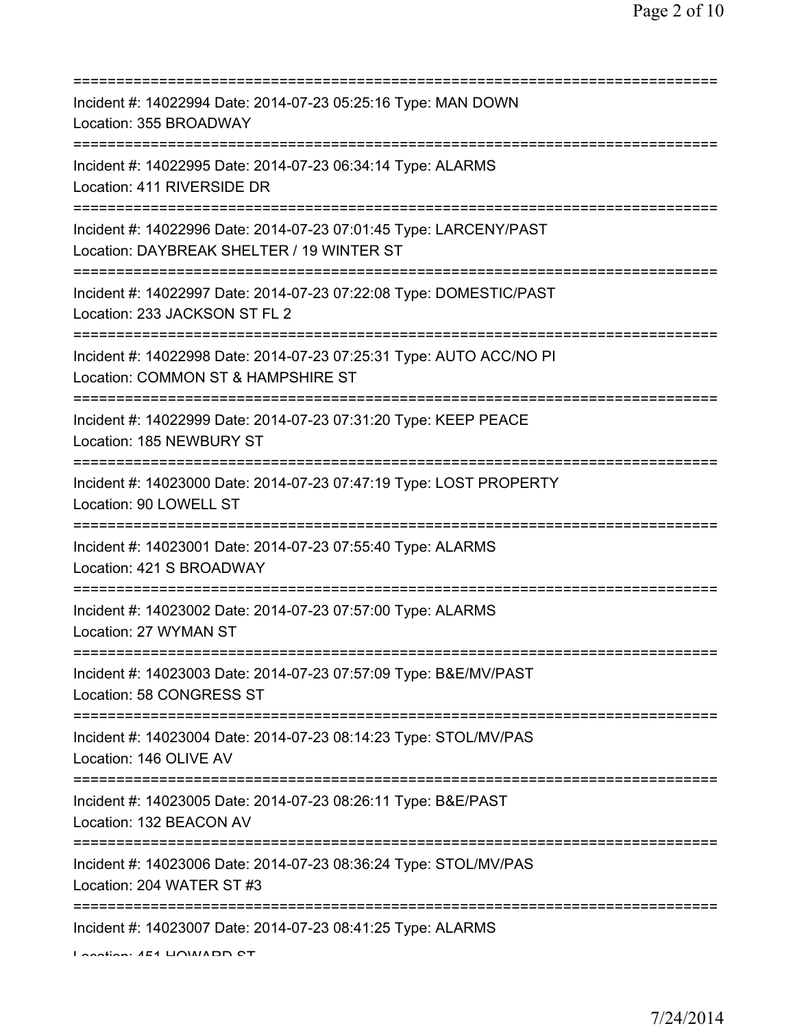===========================================================================

Incident #: 14022994 Date: 2014-07-23 05:25:16 Type: MAN DOWN

Location: 355 BROADWAY

===========================================================================

Incident #: 14022995 Date: 2014-07-23 06:34:14 Type: ALARMS

Location: 411 RIVERSIDE DR

===========================================================================

Incident #: 14022996 Date: 2014-07-23 07:01:45 Type: LARCENY/PAST

Location: DAYBREAK SHELTER / 19 WINTER ST

===========================================================================

Incident #: 14022997 Date: 2014-07-23 07:22:08 Type: DOMESTIC/PAST

Location: 233 JACKSON ST FL 2

===========================================================================

Incident #: 14022998 Date: 2014-07-23 07:25:31 Type: AUTO ACC/NO PI

Location: COMMON ST & HAMPSHIRE ST

===========================================================================

Incident #: 14022999 Date: 2014-07-23 07:31:20 Type: KEEP PEACE

Location: 185 NEWBURY ST

===========================================================================

Incident #: 14023000 Date: 2014-07-23 07:47:19 Type: LOST PROPERTY

Location: 90 LOWELL ST

===========================================================================

Incident #: 14023001 Date: 2014-07-23 07:55:40 Type: ALARMS

Location: 421 S BROADWAY

===========================================================================

Incident #: 14023002 Date: 2014-07-23 07:57:00 Type: ALARMS

Location: 27 WYMAN ST

===========================================================================

Incident #: 14023003 Date: 2014-07-23 07:57:09 Type: B&E/MV/PAST

Location: 58 CONGRESS ST

===========================================================================

Incident #: 14023004 Date: 2014-07-23 08:14:23 Type: STOL/MV/PAS

Location: 146 OLIVE AV

===========================================================================

Incident #: 14023005 Date: 2014-07-23 08:26:11 Type: B&E/PAST

Location: 132 BEACON AV

===========================================================================

Incident #: 14023006 Date: 2014-07-23 08:36:24 Type: STOL/MV/PAS

Location: 204 WATER ST #3

===========================================================================

Incident #: 14023007 Date: 2014-07-23 08:41:25 Type: ALARMS

Location: 451 HOWARD ST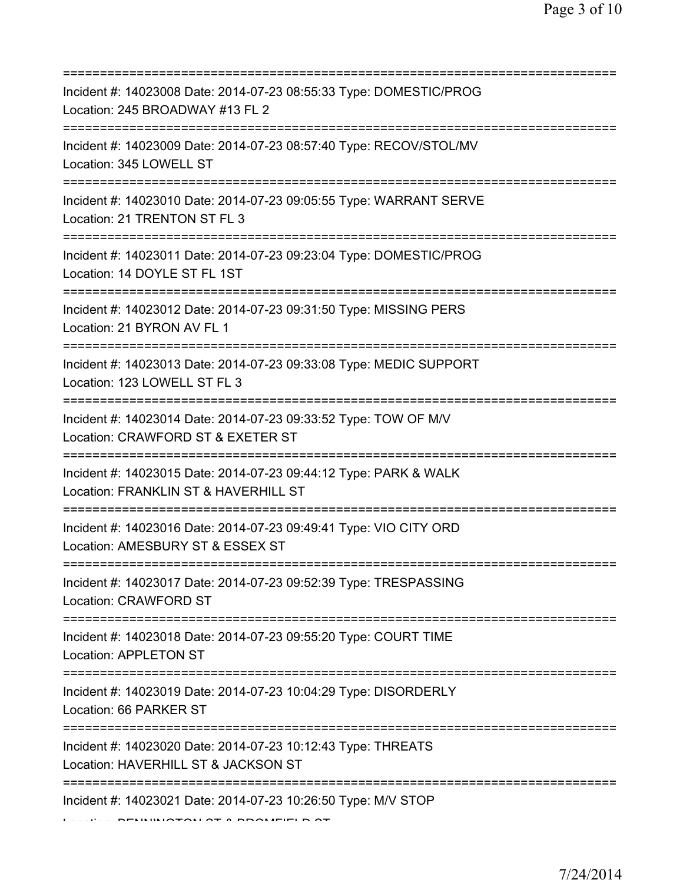===========================================================================

Incident #: 14023008 Date: 2014-07-23 08:55:33 Type: DOMESTIC/PROG
Location: 245 BROADWAY #13 FL 2

===========================================================================

Incident #: 14023009 Date: 2014-07-23 08:57:40 Type: RECOV/STOL/MV
Location: 345 LOWELL ST

===========================================================================

Incident #: 14023010 Date: 2014-07-23 09:05:55 Type: WARRANT SERVE
Location: 21 TRENTON ST FL 3

===========================================================================

Incident #: 14023011 Date: 2014-07-23 09:23:04 Type: DOMESTIC/PROG
Location: 14 DOYLE ST FL 1ST

===========================================================================

Incident #: 14023012 Date: 2014-07-23 09:31:50 Type: MISSING PERS
Location: 21 BYRON AV FL 1

===========================================================================

Incident #: 14023013 Date: 2014-07-23 09:33:08 Type: MEDIC SUPPORT
Location: 123 LOWELL ST FL 3

===========================================================================

Incident #: 14023014 Date: 2014-07-23 09:33:52 Type: TOW OF M/V
Location: CRAWFORD ST & EXETER ST

===========================================================================

Incident #: 14023015 Date: 2014-07-23 09:44:12 Type: PARK & WALK
Location: FRANKLIN ST & HAVERHILL ST

===========================================================================

Incident #: 14023016 Date: 2014-07-23 09:49:41 Type: VIO CITY ORD
Location: AMESBURY ST & ESSEX ST

===========================================================================

Incident #: 14023017 Date: 2014-07-23 09:52:39 Type: TRESPASSING
Location: CRAWFORD ST

===========================================================================

Incident #: 14023018 Date: 2014-07-23 09:55:20 Type: COURT TIME
Location: APPLETON ST

===========================================================================

Incident #: 14023019 Date: 2014-07-23 10:04:29 Type: DISORDERLY
Location: 66 PARKER ST

===========================================================================

Incident #: 14023020 Date: 2014-07-23 10:12:43 Type: THREATS
Location: HAVERHILL ST & JACKSON ST

===========================================================================

Incident #: 14023021 Date: 2014-07-23 10:26:50 Type: M/V STOP
Location: BENNINGTON ST & BROMFIELD ST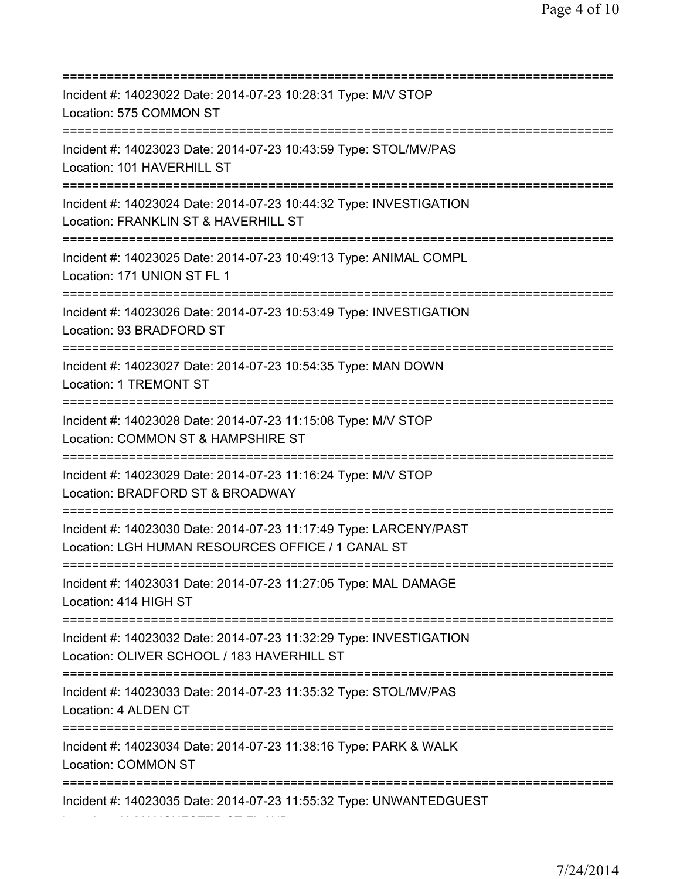===========================================================================
Incident #: 14023022 Date: 2014-07-23 10:28:31 Type: M/V STOP
Location: 575 COMMON ST
===========================================================================
Incident #: 14023023 Date: 2014-07-23 10:43:59 Type: STOL/MV/PAS
Location: 101 HAVERHILL ST
===========================================================================
Incident #: 14023024 Date: 2014-07-23 10:44:32 Type: INVESTIGATION
Location: FRANKLIN ST & HAVERHILL ST
===========================================================================
Incident #: 14023025 Date: 2014-07-23 10:49:13 Type: ANIMAL COMPL
Location: 171 UNION ST FL 1
===========================================================================
Incident #: 14023026 Date: 2014-07-23 10:53:49 Type: INVESTIGATION
Location: 93 BRADFORD ST
===========================================================================
Incident #: 14023027 Date: 2014-07-23 10:54:35 Type: MAN DOWN
Location: 1 TREMONT ST
===========================================================================
Incident #: 14023028 Date: 2014-07-23 11:15:08 Type: M/V STOP
Location: COMMON ST & HAMPSHIRE ST
===========================================================================
Incident #: 14023029 Date: 2014-07-23 11:16:24 Type: M/V STOP
Location: BRADFORD ST & BROADWAY
===========================================================================
Incident #: 14023030 Date: 2014-07-23 11:17:49 Type: LARCENY/PAST
Location: LGH HUMAN RESOURCES OFFICE / 1 CANAL ST
===========================================================================
Incident #: 14023031 Date: 2014-07-23 11:27:05 Type: MAL DAMAGE
Location: 414 HIGH ST
===========================================================================
Incident #: 14023032 Date: 2014-07-23 11:32:29 Type: INVESTIGATION
Location: OLIVER SCHOOL / 183 HAVERHILL ST
===========================================================================
Incident #: 14023033 Date: 2014-07-23 11:35:32 Type: STOL/MV/PAS
Location: 4 ALDEN CT
===========================================================================
Incident #: 14023034 Date: 2014-07-23 11:38:16 Type: PARK & WALK
Location: COMMON ST
===========================================================================
Incident #: 14023035 Date: 2014-07-23 11:55:32 Type: UNWANTEDGUEST
Location: 12 MANCHESTER ST FL 2ND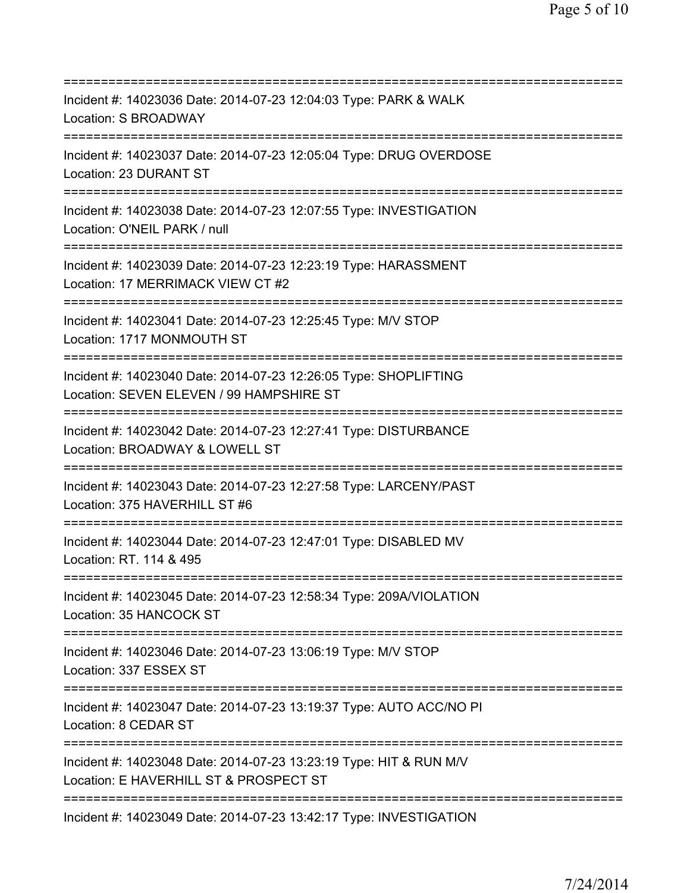===========================================================================

Incident #: 14023036 Date: 2014-07-23 12:04:03 Type: PARK & WALK
Location: S BROADWAY

===========================================================================

Incident #: 14023037 Date: 2014-07-23 12:05:04 Type: DRUG OVERDOSE
Location: 23 DURANT ST

===========================================================================

Incident #: 14023038 Date: 2014-07-23 12:07:55 Type: INVESTIGATION
Location: O'NEIL PARK / null

===========================================================================

Incident #: 14023039 Date: 2014-07-23 12:23:19 Type: HARASSMENT
Location: 17 MERRIMACK VIEW CT #2

===========================================================================

Incident #: 14023041 Date: 2014-07-23 12:25:45 Type: M/V STOP
Location: 1717 MONMOUTH ST

===========================================================================

Incident #: 14023040 Date: 2014-07-23 12:26:05 Type: SHOPLIFTING
Location: SEVEN ELEVEN / 99 HAMPSHIRE ST

===========================================================================

Incident #: 14023042 Date: 2014-07-23 12:27:41 Type: DISTURBANCE
Location: BROADWAY & LOWELL ST

===========================================================================

Incident #: 14023043 Date: 2014-07-23 12:27:58 Type: LARCENY/PAST
Location: 375 HAVERHILL ST #6

===========================================================================

Incident #: 14023044 Date: 2014-07-23 12:47:01 Type: DISABLED MV
Location: RT. 114 & 495

===========================================================================

Incident #: 14023045 Date: 2014-07-23 12:58:34 Type: 209A/VIOLATION
Location: 35 HANCOCK ST

===========================================================================

Incident #: 14023046 Date: 2014-07-23 13:06:19 Type: M/V STOP
Location: 337 ESSEX ST

===========================================================================

Incident #: 14023047 Date: 2014-07-23 13:19:37 Type: AUTO ACC/NO PI
Location: 8 CEDAR ST

===========================================================================

Incident #: 14023048 Date: 2014-07-23 13:23:19 Type: HIT & RUN M/V
Location: E HAVERHILL ST & PROSPECT ST

===========================================================================

Incident #: 14023049 Date: 2014-07-23 13:42:17 Type: INVESTIGATION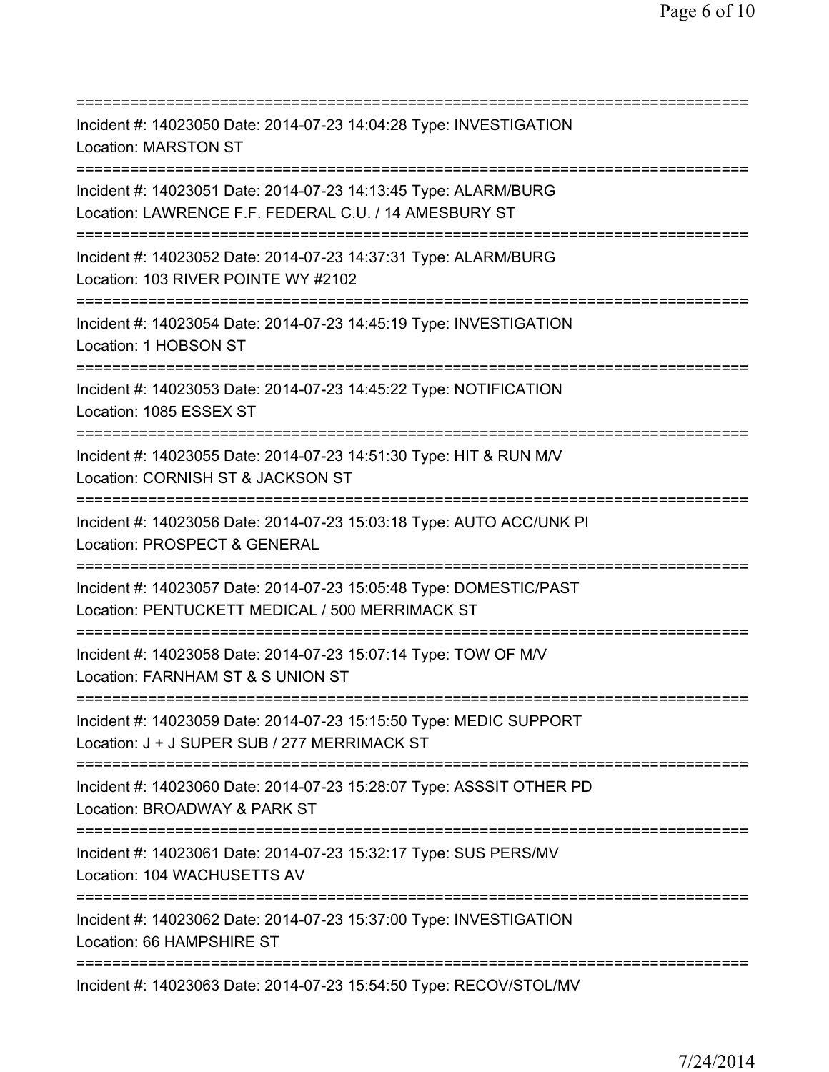===========================================================================
Incident #: 14023050 Date: 2014-07-23 14:04:28 Type: INVESTIGATION
Location: MARSTON ST
===========================================================================
Incident #: 14023051 Date: 2014-07-23 14:13:45 Type: ALARM/BURG
Location: LAWRENCE F.F. FEDERAL C.U. / 14 AMESBURY ST
===========================================================================
Incident #: 14023052 Date: 2014-07-23 14:37:31 Type: ALARM/BURG
Location: 103 RIVER POINTE WY #2102
===========================================================================
Incident #: 14023054 Date: 2014-07-23 14:45:19 Type: INVESTIGATION
Location: 1 HOBSON ST
===========================================================================
Incident #: 14023053 Date: 2014-07-23 14:45:22 Type: NOTIFICATION
Location: 1085 ESSEX ST
===========================================================================
Incident #: 14023055 Date: 2014-07-23 14:51:30 Type: HIT & RUN M/V
Location: CORNISH ST & JACKSON ST
===========================================================================
Incident #: 14023056 Date: 2014-07-23 15:03:18 Type: AUTO ACC/UNK PI
Location: PROSPECT & GENERAL
===========================================================================
Incident #: 14023057 Date: 2014-07-23 15:05:48 Type: DOMESTIC/PAST
Location: PENTUCKETT MEDICAL / 500 MERRIMACK ST
===========================================================================
Incident #: 14023058 Date: 2014-07-23 15:07:14 Type: TOW OF M/V
Location: FARNHAM ST & S UNION ST
===========================================================================
Incident #: 14023059 Date: 2014-07-23 15:15:50 Type: MEDIC SUPPORT
Location: J + J SUPER SUB / 277 MERRIMACK ST
===========================================================================
Incident #: 14023060 Date: 2014-07-23 15:28:07 Type: ASSSIT OTHER PD
Location: BROADWAY & PARK ST
===========================================================================
Incident #: 14023061 Date: 2014-07-23 15:32:17 Type: SUS PERS/MV
Location: 104 WACHUSETTS AV
===========================================================================
Incident #: 14023062 Date: 2014-07-23 15:37:00 Type: INVESTIGATION
Location: 66 HAMPSHIRE ST
===========================================================================
Incident #: 14023063 Date: 2014-07-23 15:54:50 Type: RECOV/STOL/MV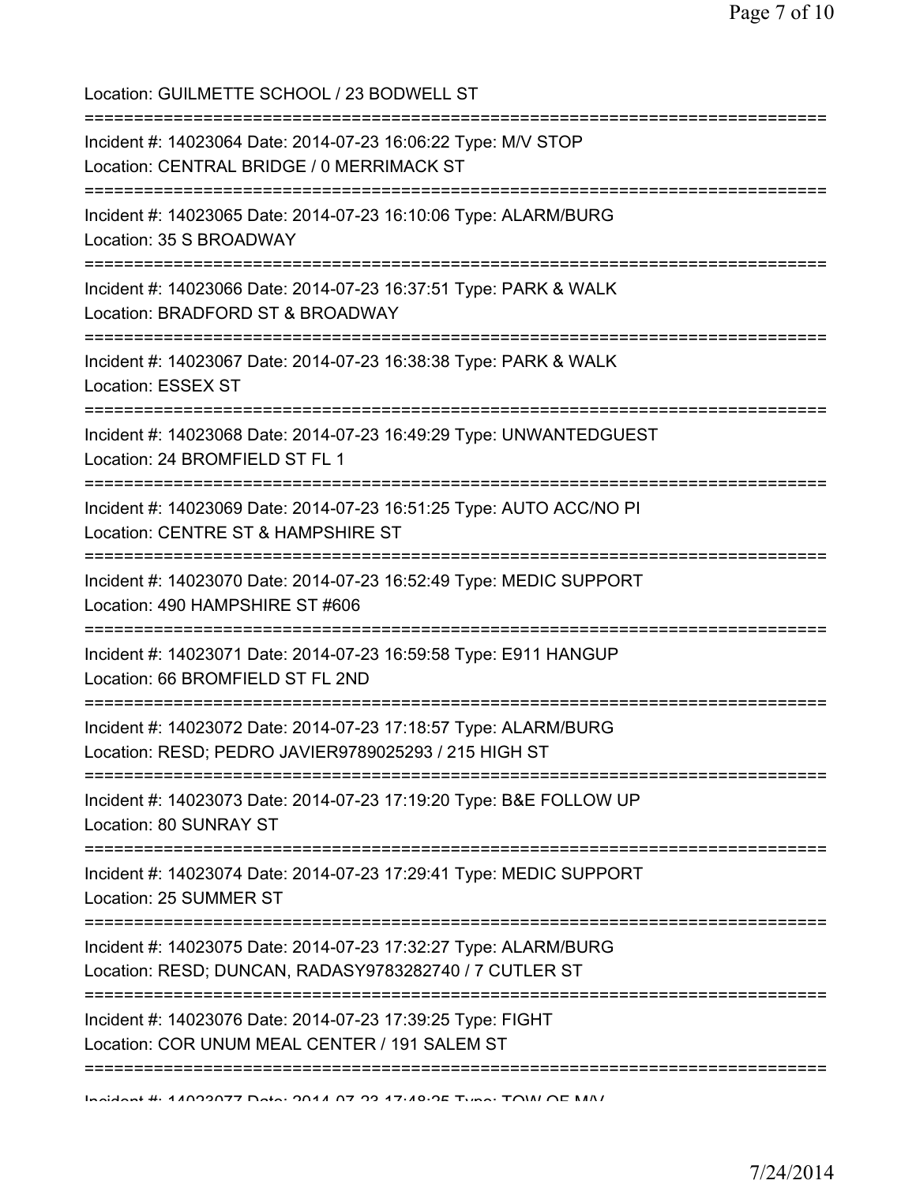Location: GUILMETTE SCHOOL / 23 BODWELL ST

===========================================================================

Incident #: 14023064 Date: 2014-07-23 16:06:22 Type: M/V STOP
Location: CENTRAL BRIDGE / 0 MERRIMACK ST

===========================================================================

Incident #: 14023065 Date: 2014-07-23 16:10:06 Type: ALARM/BURG
Location: 35 S BROADWAY

===========================================================================

Incident #: 14023066 Date: 2014-07-23 16:37:51 Type: PARK & WALK
Location: BRADFORD ST & BROADWAY

===========================================================================

Incident #: 14023067 Date: 2014-07-23 16:38:38 Type: PARK & WALK
Location: ESSEX ST

===========================================================================

Incident #: 14023068 Date: 2014-07-23 16:49:29 Type: UNWANTEDGUEST
Location: 24 BROMFIELD ST FL 1

===========================================================================

Incident #: 14023069 Date: 2014-07-23 16:51:25 Type: AUTO ACC/NO PI
Location: CENTRE ST & HAMPSHIRE ST

===========================================================================

Incident #: 14023070 Date: 2014-07-23 16:52:49 Type: MEDIC SUPPORT
Location: 490 HAMPSHIRE ST #606

===========================================================================

Incident #: 14023071 Date: 2014-07-23 16:59:58 Type: E911 HANGUP
Location: 66 BROMFIELD ST FL 2ND

===========================================================================

Incident #: 14023072 Date: 2014-07-23 17:18:57 Type: ALARM/BURG
Location: RESD; PEDRO JAVIER9789025293 / 215 HIGH ST

===========================================================================

Incident #: 14023073 Date: 2014-07-23 17:19:20 Type: B&E FOLLOW UP
Location: 80 SUNRAY ST

===========================================================================

Incident #: 14023074 Date: 2014-07-23 17:29:41 Type: MEDIC SUPPORT
Location: 25 SUMMER ST

===========================================================================

Incident #: 14023075 Date: 2014-07-23 17:32:27 Type: ALARM/BURG
Location: RESD; DUNCAN, RADASY9783282740 / 7 CUTLER ST

===========================================================================

Incident #: 14023076 Date: 2014-07-23 17:39:25 Type: FIGHT
Location: COR UNUM MEAL CENTER / 191 SALEM ST

===========================================================================

Incident #: 14023077 Date: 2014-07-23 17:48:25 Type: TOW OF M/V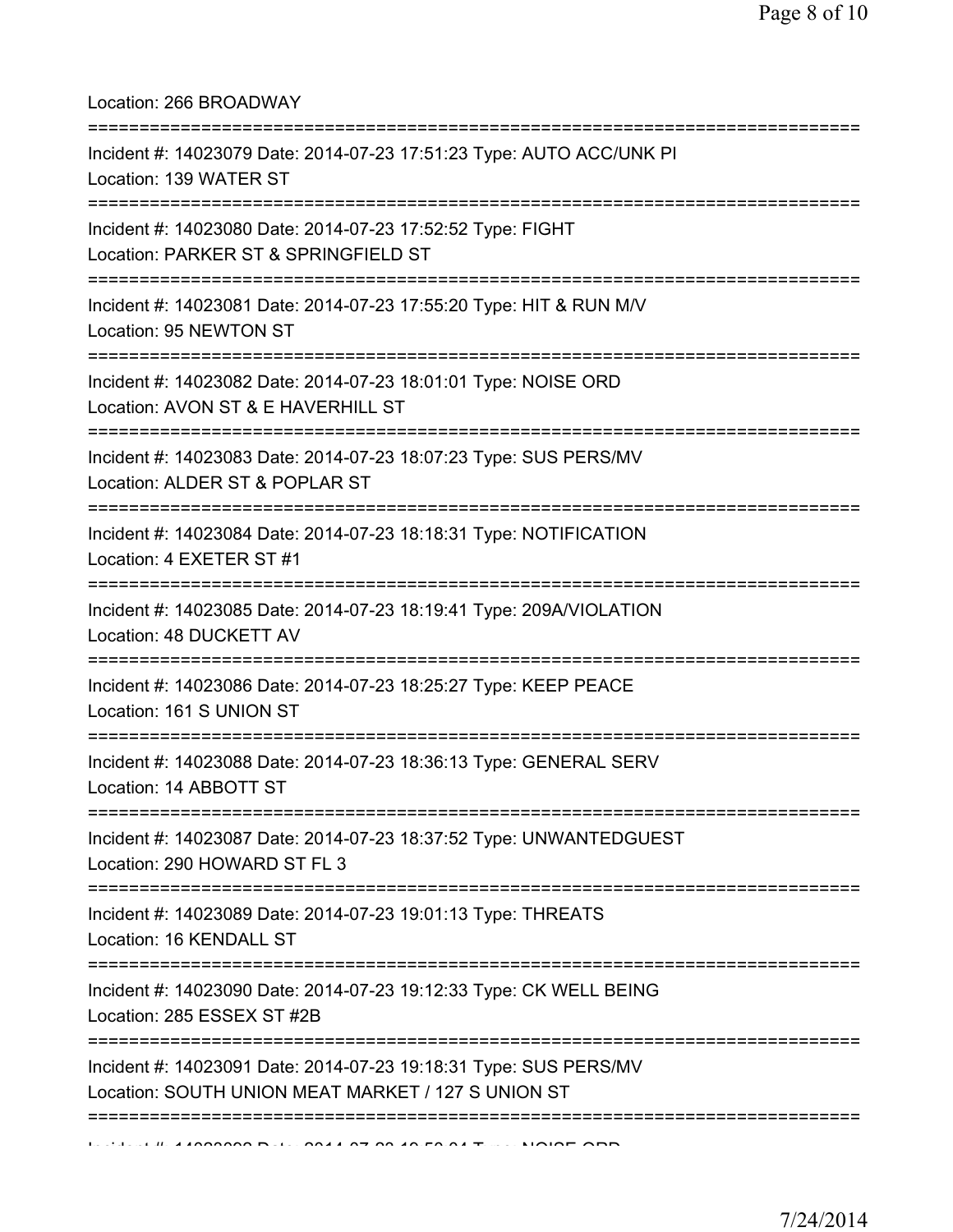Location: 266 BROADWAY

===========================================================================

Incident #: 14023079 Date: 2014-07-23 17:51:23 Type: AUTO ACC/UNK PI
Location: 139 WATER ST

===========================================================================

Incident #: 14023080 Date: 2014-07-23 17:52:52 Type: FIGHT
Location: PARKER ST & SPRINGFIELD ST

===========================================================================

Incident #: 14023081 Date: 2014-07-23 17:55:20 Type: HIT & RUN M/V
Location: 95 NEWTON ST

===========================================================================

Incident #: 14023082 Date: 2014-07-23 18:01:01 Type: NOISE ORD
Location: AVON ST & E HAVERHILL ST

===========================================================================

Incident #: 14023083 Date: 2014-07-23 18:07:23 Type: SUS PERS/MV
Location: ALDER ST & POPLAR ST

===========================================================================

Incident #: 14023084 Date: 2014-07-23 18:18:31 Type: NOTIFICATION
Location: 4 EXETER ST #1

===========================================================================

Incident #: 14023085 Date: 2014-07-23 18:19:41 Type: 209A/VIOLATION
Location: 48 DUCKETT AV

===========================================================================

Incident #: 14023086 Date: 2014-07-23 18:25:27 Type: KEEP PEACE
Location: 161 S UNION ST

===========================================================================

Incident #: 14023088 Date: 2014-07-23 18:36:13 Type: GENERAL SERV
Location: 14 ABBOTT ST

===========================================================================

Incident #: 14023087 Date: 2014-07-23 18:37:52 Type: UNWANTEDGUEST
Location: 290 HOWARD ST FL 3

===========================================================================

Incident #: 14023089 Date: 2014-07-23 19:01:13 Type: THREATS
Location: 16 KENDALL ST

===========================================================================

Incident #: 14023090 Date: 2014-07-23 19:12:33 Type: CK WELL BEING
Location: 285 ESSEX ST #2B

===========================================================================

Incident #: 14023091 Date: 2014-07-23 19:18:31 Type: SUS PERS/MV
Location: SOUTH UNION MEAT MARKET / 127 S UNION ST

===========================================================================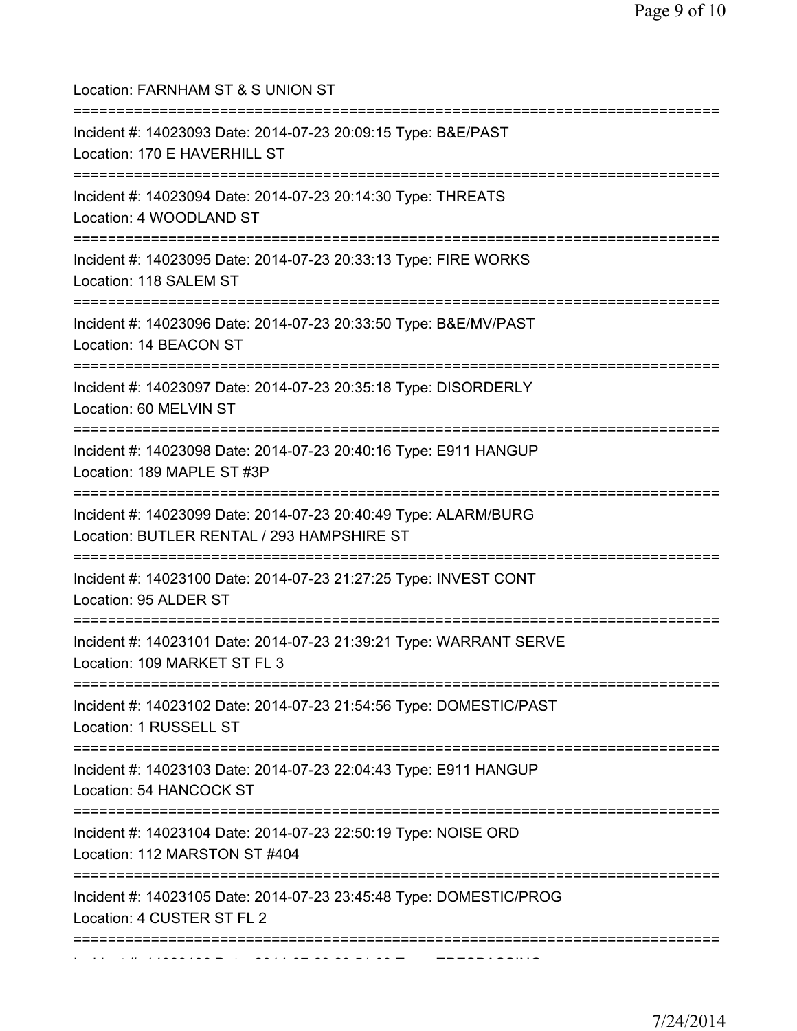Location: FARNHAM ST & S UNION ST

===========================================================================

Incident #: 14023093 Date: 2014-07-23 20:09:15 Type: B&E/PAST
Location: 170 E HAVERHILL ST

===========================================================================

Incident #: 14023094 Date: 2014-07-23 20:14:30 Type: THREATS
Location: 4 WOODLAND ST

===========================================================================

Incident #: 14023095 Date: 2014-07-23 20:33:13 Type: FIRE WORKS
Location: 118 SALEM ST

===========================================================================

Incident #: 14023096 Date: 2014-07-23 20:33:50 Type: B&E/MV/PAST
Location: 14 BEACON ST

===========================================================================

Incident #: 14023097 Date: 2014-07-23 20:35:18 Type: DISORDERLY
Location: 60 MELVIN ST

===========================================================================

Incident #: 14023098 Date: 2014-07-23 20:40:16 Type: E911 HANGUP
Location: 189 MAPLE ST #3P

===========================================================================

Incident #: 14023099 Date: 2014-07-23 20:40:49 Type: ALARM/BURG
Location: BUTLER RENTAL / 293 HAMPSHIRE ST

===========================================================================

Incident #: 14023100 Date: 2014-07-23 21:27:25 Type: INVEST CONT
Location: 95 ALDER ST

===========================================================================

Incident #: 14023101 Date: 2014-07-23 21:39:21 Type: WARRANT SERVE
Location: 109 MARKET ST FL 3

===========================================================================

Incident #: 14023102 Date: 2014-07-23 21:54:56 Type: DOMESTIC/PAST
Location: 1 RUSSELL ST

===========================================================================

Incident #: 14023103 Date: 2014-07-23 22:04:43 Type: E911 HANGUP
Location: 54 HANCOCK ST

===========================================================================

Incident #: 14023104 Date: 2014-07-23 22:50:19 Type: NOISE ORD
Location: 112 MARSTON ST #404

===========================================================================

Incident #: 14023105 Date: 2014-07-23 23:45:48 Type: DOMESTIC/PROG
Location: 4 CUSTER ST FL 2

===========================================================================

Incident #: 14023106 Date: 2014-07-23 23:51:23 Type: TRESPASSING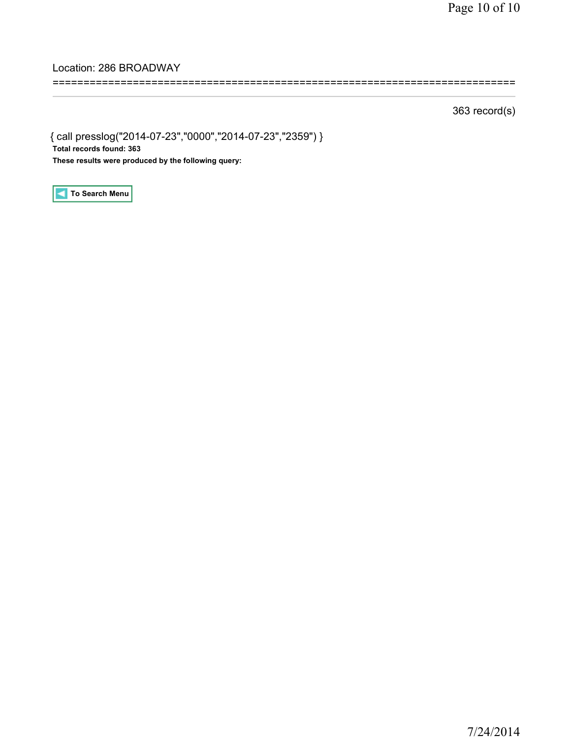Location: 286 BROADWAY

==========================================================================

363 record(s)

{ call presslog("2014-07-23","0000","2014-07-23","2359") }

**Total records found: 363**

**These results were produced by the following query:**

**To Search Menu**